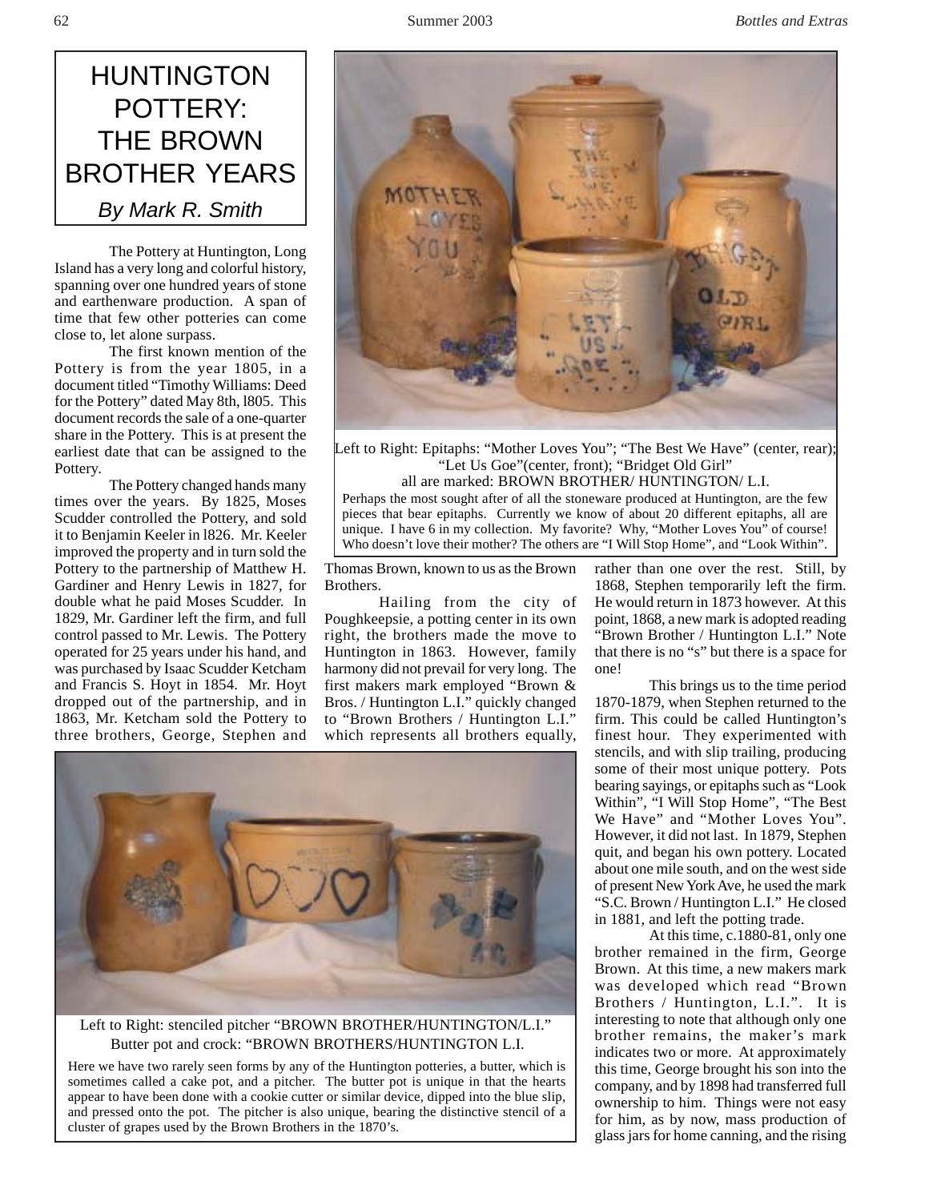# HUNTINGTON POTTERY: THE BROWN BROTHER YEARS

*By Mark R. Smith*

The Pottery at Huntington, Long Island has a very long and colorful history, spanning over one hundred years of stone and earthenware production. A span of time that few other potteries can come close to, let alone surpass.

The first known mention of the Pottery is from the year 1805, in a document titled "Timothy Williams: Deed for the Pottery" dated May 8th, l805. This document records the sale of a one-quarter share in the Pottery. This is at present the earliest date that can be assigned to the Pottery.

The Pottery changed hands many times over the years. By 1825, Moses Scudder controlled the Pottery, and sold it to Benjamin Keeler in l826. Mr. Keeler improved the property and in turn sold the Pottery to the partnership of Matthew H. Gardiner and Henry Lewis in 1827, for double what he paid Moses Scudder. In 1829, Mr. Gardiner left the firm, and full control passed to Mr. Lewis. The Pottery operated for 25 years under his hand, and was purchased by Isaac Scudder Ketcham and Francis S. Hoyt in 1854. Mr. Hoyt dropped out of the partnership, and in 1863, Mr. Ketcham sold the Pottery to three brothers, George, Stephen and Thomas Brown, known to us as the Brown Brothers.

Left to Right: Epitaphs: "Mother Loves You"; "The Best We Have" (center, rear); "Let Us Goe"(center, front); "Bridget Old Girl" all are marked: BROWN BROTHER/ HUNTINGTON/ L.I.

Perhaps the most sought after of all the stoneware produced at Huntington, are the few pieces that bear epitaphs. Currently we know of about 20 different epitaphs, all are unique. I have 6 in my collection. My favorite? Why, "Mother Loves You" of course! Who doesn't love their mother? The others are "I Will Stop Home", and "Look Within".

Hailing from the city of Poughkeepsie, a potting center in its own right, the brothers made the move to Huntington in 1863. However, family harmony did not prevail for very long. The first makers mark employed "Brown & Bros. / Huntington L.I." quickly changed to "Brown Brothers / Huntington L.I." which represents all brothers equally, rather than one over the rest. Still, by 1868, Stephen temporarily left the firm. He would return in 1873 however. At this point, 1868, a new mark is adopted reading "Brown Brother / Huntington L.I." Note that there is no "s" but there is a space for one!

This brings us to the time period 1870-1879, when Stephen returned to the firm. This could be called Huntington's finest hour. They experimented with stencils, and with slip trailing, producing some of their most unique pottery. Pots bearing sayings, or epitaphs such as "Look Within", "I Will Stop Home", "The Best We Have" and "Mother Loves You". However, it did not last. In 1879, Stephen quit, and began his own pottery. Located about one mile south, and on the west side of present New York Ave, he used the mark "S.C. Brown / Huntington L.I." He closed in 1881, and left the potting trade.

Left to Right: stenciled pitcher "BROWN BROTHER/HUNTINGTON/L.I." Butter pot and crock: "BROWN BROTHERS/HUNTINGTON L.I.

Here we have two rarely seen forms by any of the Huntington potteries, a butter, which is sometimes called a cake pot, and a pitcher. The butter pot is unique in that the hearts appear to have been done with a cookie cutter or similar device, dipped into the blue slip, and pressed onto the pot. The pitcher is also unique, bearing the distinctive stencil of a cluster of grapes used by the Brown Brothers in the 1870's.

At this time, c.1880-81, only one brother remained in the firm, George Brown. At this time, a new makers mark was developed which read "Brown Brothers / Huntington, L.I.". It is interesting to note that although only one brother remains, the maker's mark indicates two or more. At approximately this time, George brought his son into the company, and by 1898 had transferred full ownership to him. Things were not easy for him, as by now, mass production of glass jars for home canning, and the rising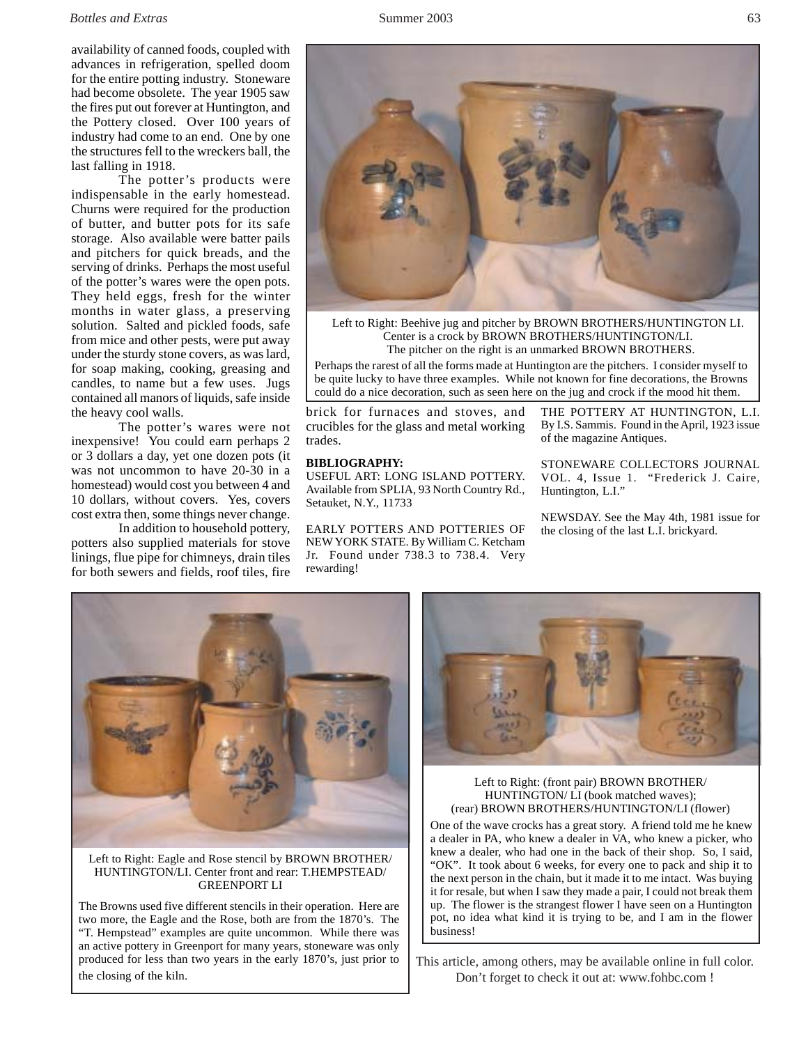availability of canned foods, coupled with advances in refrigeration, spelled doom for the entire potting industry. Stoneware had become obsolete. The year 1905 saw the fires put out forever at Huntington, and the Pottery closed. Over 100 years of industry had come to an end. One by one the structures fell to the wreckers ball, the last falling in 1918.

The potter's products were indispensable in the early homestead. Churns were required for the production of butter, and butter pots for its safe storage. Also available were batter pails and pitchers for quick breads, and the serving of drinks. Perhaps the most useful of the potter's wares were the open pots. They held eggs, fresh for the winter months in water glass, a preserving solution. Salted and pickled foods, safe from mice and other pests, were put away under the sturdy stone covers, as was lard, for soap making, cooking, greasing and candles, to name but a few uses. Jugs contained all manors of liquids, safe inside the heavy cool walls.

The potter's wares were not inexpensive! You could earn perhaps 2 or 3 dollars a day, yet one dozen pots (it was not uncommon to have 20-30 in a homestead) would cost you between 4 and 10 dollars, without covers. Yes, covers cost extra then, some things never change.

In addition to household pottery, potters also supplied materials for stove linings, flue pipe for chimneys, drain tiles for both sewers and fields, roof tiles, fire brick for furnaces and stoves, and crucibles for the glass and metal working trades.

Left to Right: Beehive jug and pitcher by BROWN BROTHERS/HUNTINGTON LI. Center is a crock by BROWN BROTHERS/HUNTINGTON/LI. The pitcher on the right is an unmarked BROWN BROTHERS.

Perhaps the rarest of all the forms made at Huntington are the pitchers. I consider myself to be quite lucky to have three examples. While not known for fine decorations, the Browns could do a nice decoration, such as seen here on the jug and crock if the mood hit them.

**BIBLIOGRAPHY:**

USEFUL ART: LONG ISLAND POTTERY. Available from SPLIA, 93 North Country Rd., Setauket, N.Y., 11733

EARLY POTTERS AND POTTERIES OF NEW YORK STATE. By William C. Ketcham Jr. Found under 738.3 to 738.4. Very rewarding!

THE POTTERY AT HUNTINGTON, L.I. By I.S. Sammis. Found in the April, 1923 issue of the magazine Antiques.

STONEWARE COLLECTORS JOURNAL VOL. 4, Issue 1. "Frederick J. Caire, Huntington, L.I."

NEWSDAY. See the May 4th, 1981 issue for the closing of the last L.I. brickyard.

Left to Right: Eagle and Rose stencil by BROWN BROTHER/ HUNTINGTON/LI. Center front and rear: T.HEMPSTEAD/ GREENPORT LI

The Browns used five different stencils in their operation. Here are two more, the Eagle and the Rose, both are from the 1870's. The "T. Hempstead" examples are quite uncommon. While there was an active pottery in Greenport for many years, stoneware was only produced for less than two years in the early 1870's, just prior to the closing of the kiln.

Left to Right: (front pair) BROWN BROTHER/ HUNTINGTON/ LI (book matched waves); (rear) BROWN BROTHERS/HUNTINGTON/LI (flower)

One of the wave crocks has a great story. A friend told me he knew a dealer in PA, who knew a dealer in VA, who knew a picker, who knew a dealer, who had one in the back of their shop. So, I said, "OK". It took about 6 weeks, for every one to pack and ship it to the next person in the chain, but it made it to me intact. Was buying it for resale, but when I saw they made a pair, I could not break them up. The flower is the strangest flower I have seen on a Huntington pot, no idea what kind it is trying to be, and I am in the flower business!

This article, among others, may be available online in full color. Don't forget to check it out at: www.fohbc.com !